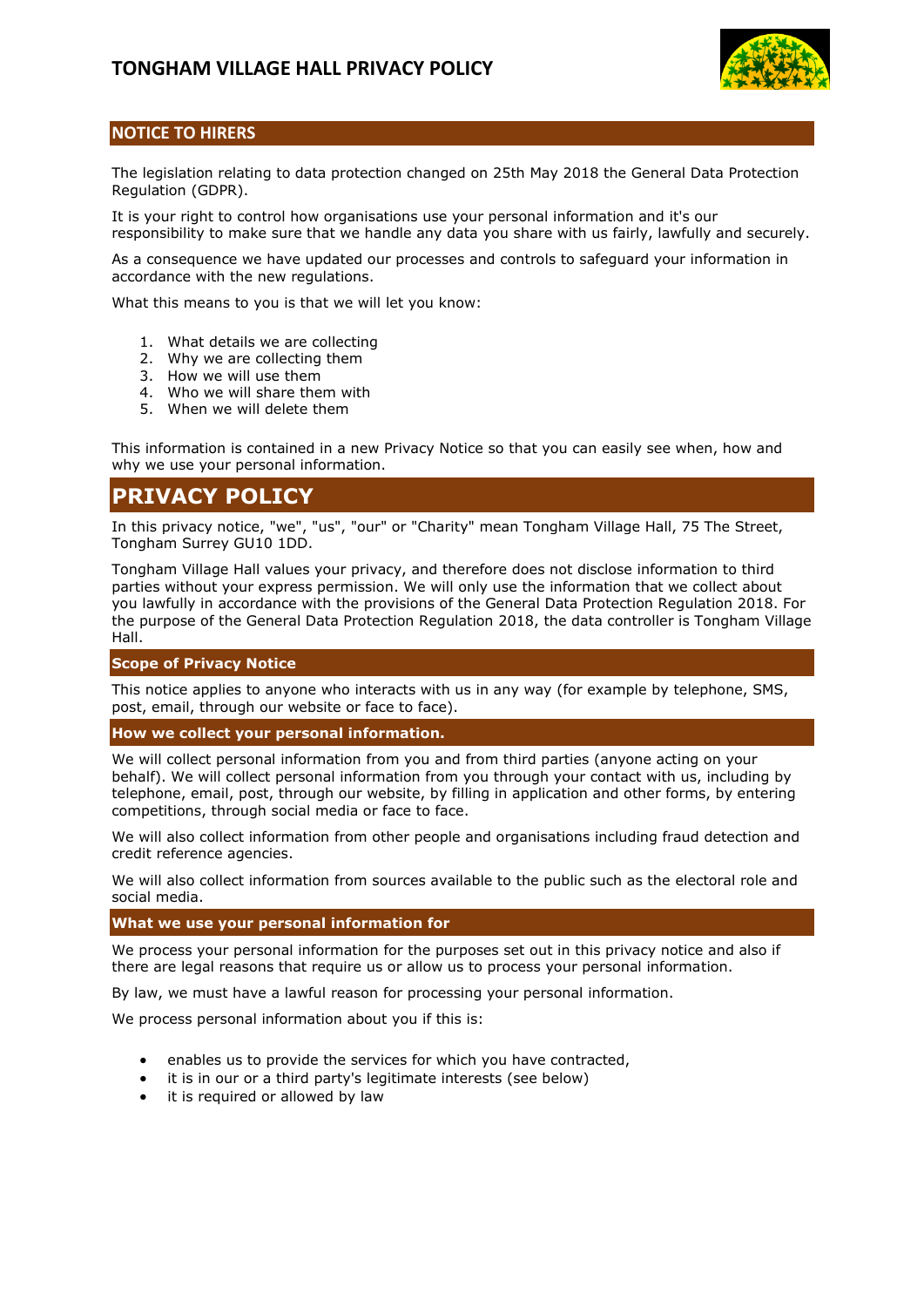# TONGHAM VILLAGE HALL PRIVACY POLICY

## NOTICE TO HIRERS

The legislation relating to data protection changed on 25th May 2018 the General Data Protection Regulation (GDPR).

It is your right to control how organisations use your personal information and it's our responsibility to make sure that we handle any data you share with us fairly, lawfully and securely.

As a consequence we have updated our processes and controls to safeguard your information in accordance with the new regulations.

What this means to you is that we will let you know:

1. What details we are collecting
2. Why we are collecting them
3. How we will use them
4. Who we will share them with
5. When we will delete them

This information is contained in a new Privacy Notice so that you can easily see when, how and why we use your personal information.

# PRIVACY POLICY

In this privacy notice, "we", "us", "our" or "Charity" mean Tongham Village Hall, 75 The Street, Tongham Surrey GU10 1DD.

Tongham Village Hall values your privacy, and therefore does not disclose information to third parties without your express permission. We will only use the information that we collect about you lawfully in accordance with the provisions of the General Data Protection Regulation 2018. For the purpose of the General Data Protection Regulation 2018, the data controller is Tongham Village Hall.

### Scope of Privacy Notice

This notice applies to anyone who interacts with us in any way (for example by telephone, SMS, post, email, through our website or face to face).

### How we collect your personal information.

We will collect personal information from you and from third parties (anyone acting on your behalf). We will collect personal information from you through your contact with us, including by telephone, email, post, through our website, by filling in application and other forms, by entering competitions, through social media or face to face.

We will also collect information from other people and organisations including fraud detection and credit reference agencies.

We will also collect information from sources available to the public such as the electoral role and social media.

### What we use your personal information for

We process your personal information for the purposes set out in this privacy notice and also if there are legal reasons that require us or allow us to process your personal information.

By law, we must have a lawful reason for processing your personal information.

We process personal information about you if this is:

- enables us to provide the services for which you have contracted,
- it is in our or a third party's legitimate interests (see below)
- it is required or allowed by law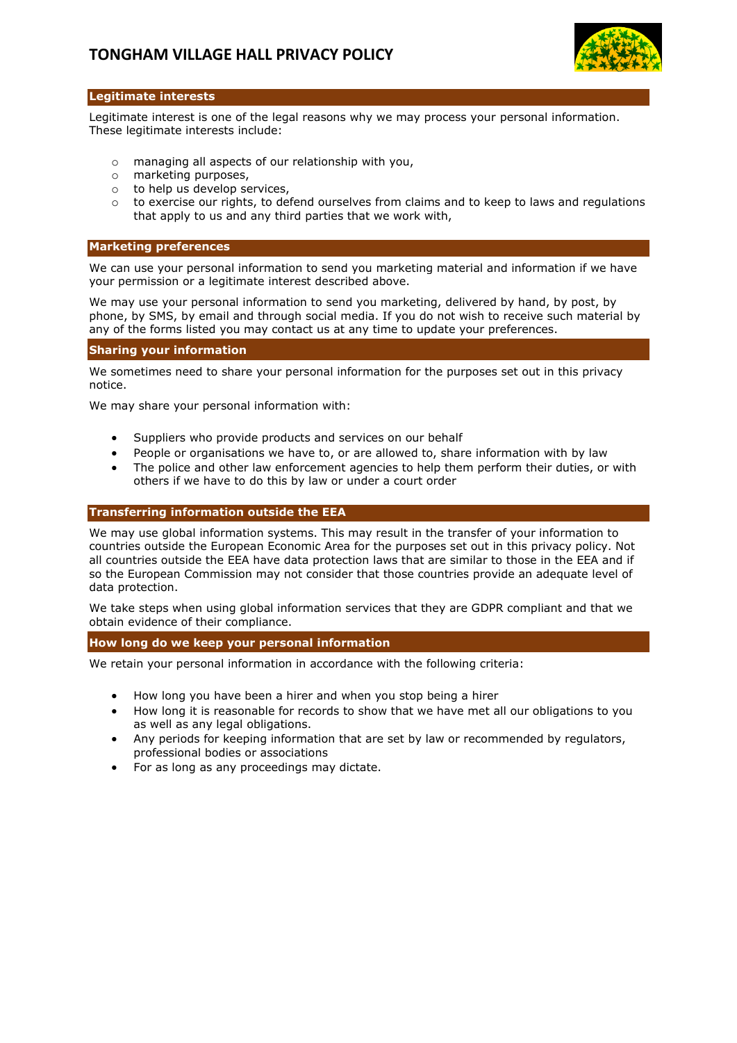## Legitimate interests

Legitimate interest is one of the legal reasons why we may process your personal information. These legitimate interests include:

- managing all aspects of our relationship with you,
- marketing purposes,
- to help us develop services,
- to exercise our rights, to defend ourselves from claims and to keep to laws and regulations that apply to us and any third parties that we work with,

## Marketing preferences

We can use your personal information to send you marketing material and information if we have your permission or a legitimate interest described above.

We may use your personal information to send you marketing, delivered by hand, by post, by phone, by SMS, by email and through social media. If you do not wish to receive such material by any of the forms listed you may contact us at any time to update your preferences.

## Sharing your information

We sometimes need to share your personal information for the purposes set out in this privacy notice.

We may share your personal information with:

- Suppliers who provide products and services on our behalf
- People or organisations we have to, or are allowed to, share information with by law
- The police and other law enforcement agencies to help them perform their duties, or with others if we have to do this by law or under a court order

## Transferring information outside the EEA

We may use global information systems. This may result in the transfer of your information to countries outside the European Economic Area for the purposes set out in this privacy policy. Not all countries outside the EEA have data protection laws that are similar to those in the EEA and if so the European Commission may not consider that those countries provide an adequate level of data protection.

We take steps when using global information services that they are GDPR compliant and that we obtain evidence of their compliance.

## How long do we keep your personal information

We retain your personal information in accordance with the following criteria:

- How long you have been a hirer and when you stop being a hirer
- How long it is reasonable for records to show that we have met all our obligations to you as well as any legal obligations.
- Any periods for keeping information that are set by law or recommended by regulators, professional bodies or associations
- For as long as any proceedings may dictate.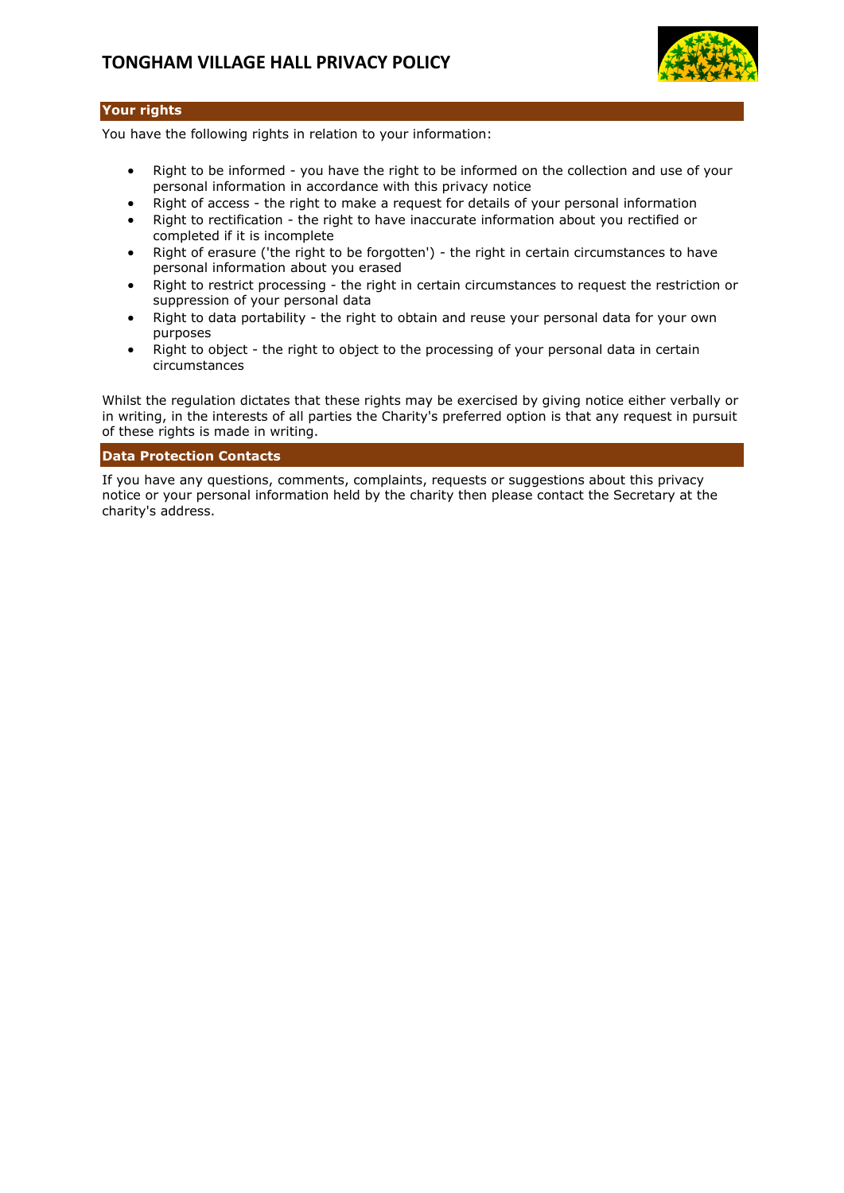## Your rights

You have the following rights in relation to your information:

- Right to be informed - you have the right to be informed on the collection and use of your personal information in accordance with this privacy notice
- Right of access - the right to make a request for details of your personal information
- Right to rectification - the right to have inaccurate information about you rectified or completed if it is incomplete
- Right of erasure ('the right to be forgotten') - the right in certain circumstances to have personal information about you erased
- Right to restrict processing - the right in certain circumstances to request the restriction or suppression of your personal data
- Right to data portability - the right to obtain and reuse your personal data for your own purposes
- Right to object - the right to object to the processing of your personal data in certain circumstances

Whilst the regulation dictates that these rights may be exercised by giving notice either verbally or in writing, in the interests of all parties the Charity's preferred option is that any request in pursuit of these rights is made in writing.

## Data Protection Contacts

If you have any questions, comments, complaints, requests or suggestions about this privacy notice or your personal information held by the charity then please contact the Secretary at the charity's address.